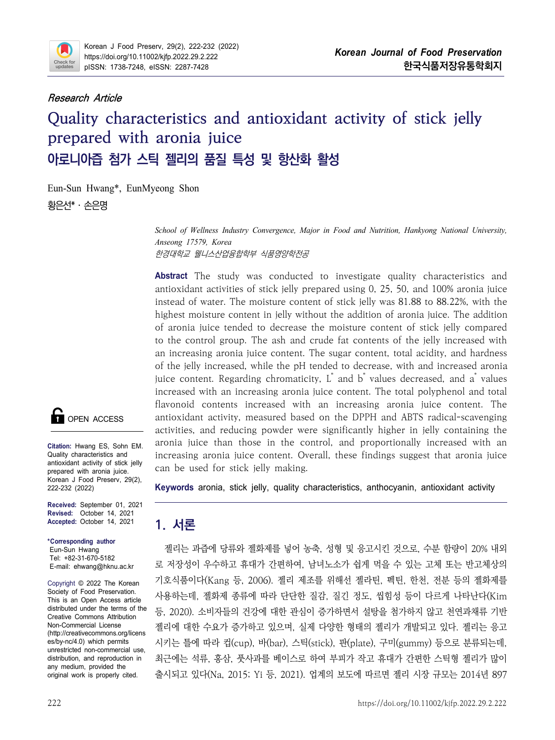Research Article

# Quality characteristics and antioxidant activity of stick jelly prepared with aronia juice

# 아로니아즙 첨가 스틱 젤리의 품질 특성 및 항산화 활성

Eun-Sun Hwang*, EunMyeong Shon

황은선* · 손은명

*School of Wellness Industry Convergence, Major in Food and Nutrition, Hankyong National University, Anseong 17579, Korea*

*한경대학교 웰니스산업융합학부 식품영양학전공*

**Abstract** The study was conducted to investigate quality characteristics and antioxidant activities of stick jelly prepared using 0, 25, 50, and 100% aronia juice instead of water. The moisture content of stick jelly was 81.88 to 88.22%, with the highest moisture content in jelly without the addition of aronia juice. The addition of aronia juice tended to decrease the moisture content of stick jelly compared to the control group. The ash and crude fat contents of the jelly increased with an increasing aronia juice content. The sugar content, total acidity, and hardness of the jelly increased, while the pH tended to decrease, with and increased aronia juice content. Regarding chromaticity, $L^*$ and $b^*$ values decreased, and $a^*$ values increased with an increasing aronia juice content. The total polyphenol and total flavonoid contents increased with an increasing aronia juice content. The antioxidant activity, measured based on the DPPH and ABTS radical-scavenging activities, and reducing powder were significantly higher in jelly containing the aronia juice than those in the control, and proportionally increased with an increasing aronia juice content. Overall, these findings suggest that aronia juice can be used for stick jelly making.

**Keywords** aronia, stick jelly, quality characteristics, anthocyanin, antioxidant activity

OPEN ACCESS

**Citation:** Hwang ES, Sohn EM. Quality characteristics and antioxidant activity of stick jelly prepared with aronia juice. Korean J Food Preserv, 29(2), 222-232 (2022)

**Received:** September 01, 2021
**Revised:** October 14, 2021
**Accepted:** October 14, 2021

**\*Corresponding author**
Eun-Sun Hwang
Tel: +82-31-670-5182
E-mail: ehwang@hknu.ac.kr

Copyright © 2022 The Korean Society of Food Preservation. This is an Open Access article distributed under the terms of the Creative Commons Attribution Non-Commercial License (http://creativecommons.org/licenses/by-nc/4.0) which permits unrestricted non-commercial use, distribution, and reproduction in any medium, provided the original work is properly cited.

## 1. 서론

젤리는 과즙에 당류와 젤화제를 넣어 농축, 성형 및 응고시킨 것으로, 수분 함량이 20% 내외로 저장성이 우수하고 휴대가 간편하여, 남녀노소가 쉽게 먹을 수 있는 고체 또는 반고체상의 기호식품이다(Kang 등, 2006). 젤리 제조를 위해선 젤라틴, 펙틴, 한천, 전분 등의 젤화제를 사용하는데, 젤화제 종류에 따라 단단한 질감, 질긴 정도, 씹힘성 등이 다르게 나타난다(Kim 등, 2020). 소비자들의 건강에 대한 관심이 증가하면서 설탕을 첨가하지 않고 천연과채류 기반 젤리에 대한 수요가 증가하고 있으며, 실제 다양한 형태의 젤리가 개발되고 있다. 젤리는 응고시키는 틀에 따라 컵(cup), 바(bar), 스틱(stick), 판(plate), 구미(gummy) 등으로 분류되는데, 최근에는 석류, 홍삼, 풋사과를 베이스로 하여 부피가 작고 휴대가 간편한 스틱형 젤리가 많이 출시되고 있다(Na, 2015; Yi 등, 2021). 업계의 보도에 따르면 젤리 시장 규모는 2014년 897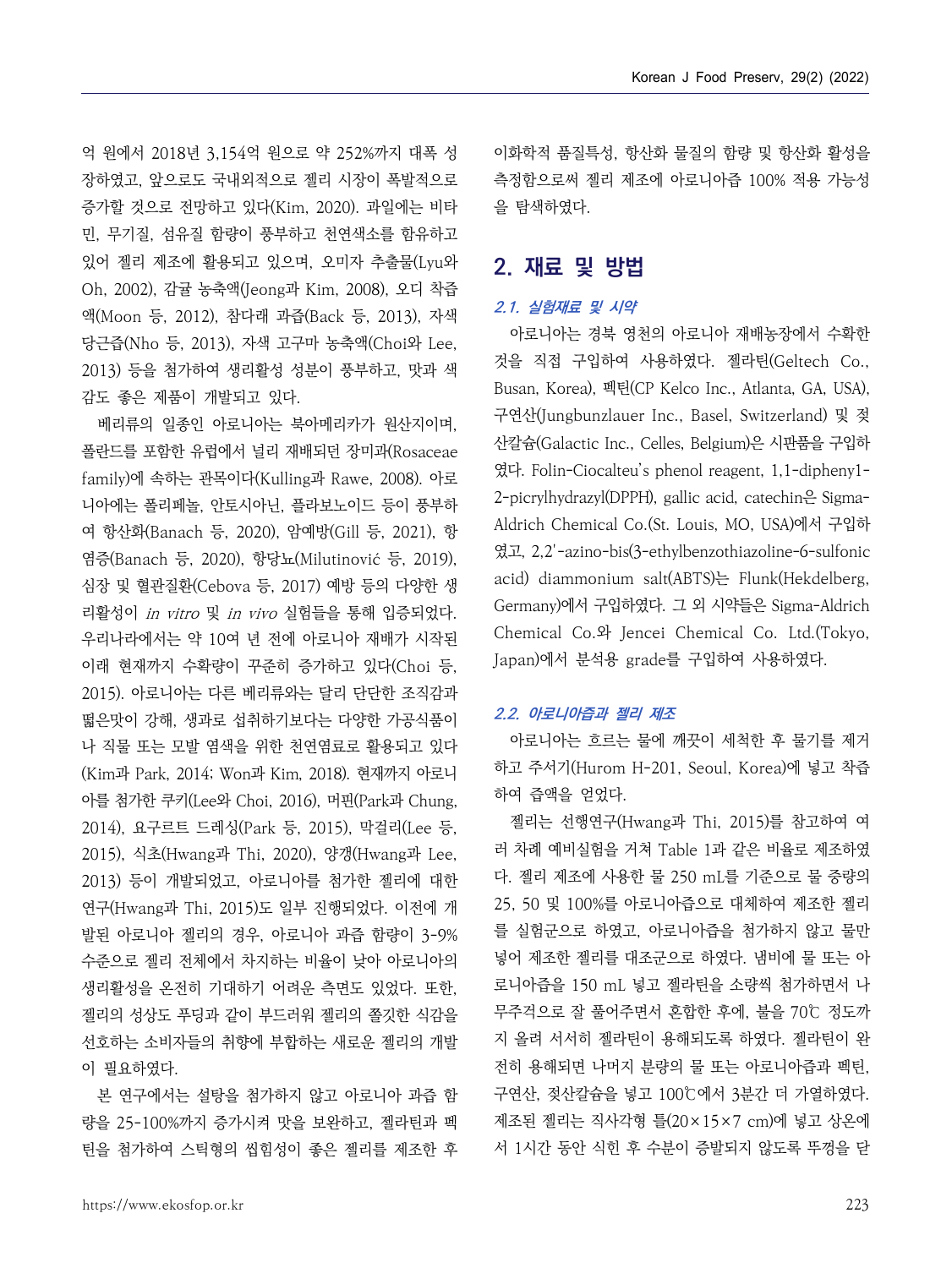억 원에서 2018년 3,154억 원으로 약 252%까지 대폭 성장하였고, 앞으로도 국내외적으로 젤리 시장이 폭발적으로 증가할 것으로 전망하고 있다(Kim, 2020). 과일에는 비타민, 무기질, 섬유질 함량이 풍부하고 천연색소를 함유하고 있어 젤리 제조에 활용되고 있으며, 오미자 추출물(Lyu와 Oh, 2002), 감귤 농축액(Jeong과 Kim, 2008), 오디 착즙액(Moon 등, 2012), 참다래 과즙(Back 등, 2013), 자색 당근즙(Nho 등, 2013), 자색 고구마 농축액(Choi와 Lee, 2013) 등을 첨가하여 생리활성 성분이 풍부하고, 맛과 색감도 좋은 제품이 개발되고 있다.

베리류의 일종인 아로니아는 북아메리카가 원산지이며, 폴란드를 포함한 유럽에서 널리 재배되던 장미과(Rosaceae family)에 속하는 관목이다(Kulling과 Rawe, 2008). 아로니아에는 폴리페놀, 안토시아닌, 플라보노이드 등이 풍부하여 항산화(Banach 등, 2020), 암예방(Gill 등, 2021), 항염증(Banach 등, 2020), 항당뇨(Milutinović 등, 2019), 심장 및 혈관질환(Cebova 등, 2017) 예방 등의 다양한 생리활성이 *in vitro* 및 *in vivo* 실험들을 통해 입증되었다. 우리나라에서는 약 10여 년 전에 아로니아 재배가 시작된 이래 현재까지 수확량이 꾸준히 증가하고 있다(Choi 등, 2015). 아로니아는 다른 베리류와는 달리 단단한 조직감과 떫은맛이 강해, 생과로 섭취하기보다는 다양한 가공식품이나 직물 또는 모발 염색을 위한 천연염료로 활용되고 있다(Kim과 Park, 2014; Won과 Kim, 2018). 현재까지 아로니아를 첨가한 쿠키(Lee와 Choi, 2016), 머핀(Park과 Chung, 2014), 요구르트 드레싱(Park 등, 2015), 막걸리(Lee 등, 2015), 식초(Hwang과 Thi, 2020), 양갱(Hwang과 Lee, 2013) 등이 개발되었고, 아로니아를 첨가한 젤리에 대한 연구(Hwang과 Thi, 2015)도 일부 진행되었다. 이전에 개발된 아로니아 젤리의 경우, 아로니아 과즙 함량이 3-9% 수준으로 젤리 전체에서 차지하는 비율이 낮아 아로니아의 생리활성을 온전히 기대하기 어려운 측면도 있었다. 또한, 젤리의 성상도 푸딩과 같이 부드러워 젤리의 쫄깃한 식감을 선호하는 소비자들의 취향에 부합하는 새로운 젤리의 개발이 필요하였다.

본 연구에서는 설탕을 첨가하지 않고 아로니아 과즙 함량을 25-100%까지 증가시켜 맛을 보완하고, 젤라틴과 펙틴을 첨가하여 스틱형의 씹힘성이 좋은 젤리를 제조한 후 이화학적 품질특성, 항산화 물질의 함량 및 항산화 활성을 측정함으로써 젤리 제조에 아로니아즙 100% 적용 가능성을 탐색하였다.

## 2. 재료 및 방법

### 2.1. 실험재료 및 시약

아로니아는 경북 영천의 아로니아 재배농장에서 수확한 것을 직접 구입하여 사용하였다. 젤라틴(Geltech Co., Busan, Korea), 펙틴(CP Kelco Inc., Atlanta, GA, USA), 구연산(Jungbunzlauer Inc., Basel, Switzerland) 및 젖산칼슘(Galactic Inc., Celles, Belgium)은 시판품을 구입하였다. Folin-Ciocalteu's phenol reagent, 1,1-dipheny1-2-picrylhydrazyl(DPPH), gallic acid, catechin은 Sigma-Aldrich Chemical Co.(St. Louis, MO, USA)에서 구입하였고, 2,2'-azino-bis(3-ethylbenzothiazoline-6-sulfonic acid) diammonium salt(ABTS)는 Flunk(Hekdelberg, Germany)에서 구입하였다. 그 외 시약들은 Sigma-Aldrich Chemical Co.와 Jencei Chemical Co. Ltd.(Tokyo, Japan)에서 분석용 grade를 구입하여 사용하였다.

### 2.2. 아로니아즙과 젤리 제조

아로니아는 흐르는 물에 깨끗이 세척한 후 물기를 제거하고 주서기(Hurom H-201, Seoul, Korea)에 넣고 착즙하여 즙액을 얻었다.

젤리는 선행연구(Hwang과 Thi, 2015)를 참고하여 여러 차례 예비실험을 거쳐 Table 1과 같은 비율로 제조하였다. 젤리 제조에 사용한 물 250 mL를 기준으로 물 중량의 25, 50 및 100%를 아로니아즙으로 대체하여 제조한 젤리를 실험군으로 하였고, 아로니아즙을 첨가하지 않고 물만 넣어 제조한 젤리를 대조군으로 하였다. 냄비에 물 또는 아로니아즙을 150 mL 넣고 젤라틴을 소량씩 첨가하면서 나무주걱으로 잘 풀어주면서 혼합한 후에, 불을 70℃ 정도까지 올려 서서히 젤라틴이 용해되도록 하였다. 젤라틴이 완전히 용해되면 나머지 분량의 물 또는 아로니아즙과 펙틴, 구연산, 젖산칼슘을 넣고 100℃에서 3분간 더 가열하였다. 제조된 젤리는 직사각형 틀(20×15×7 cm)에 넣고 상온에서 1시간 동안 식힌 후 수분이 증발되지 않도록 뚜껑을 닫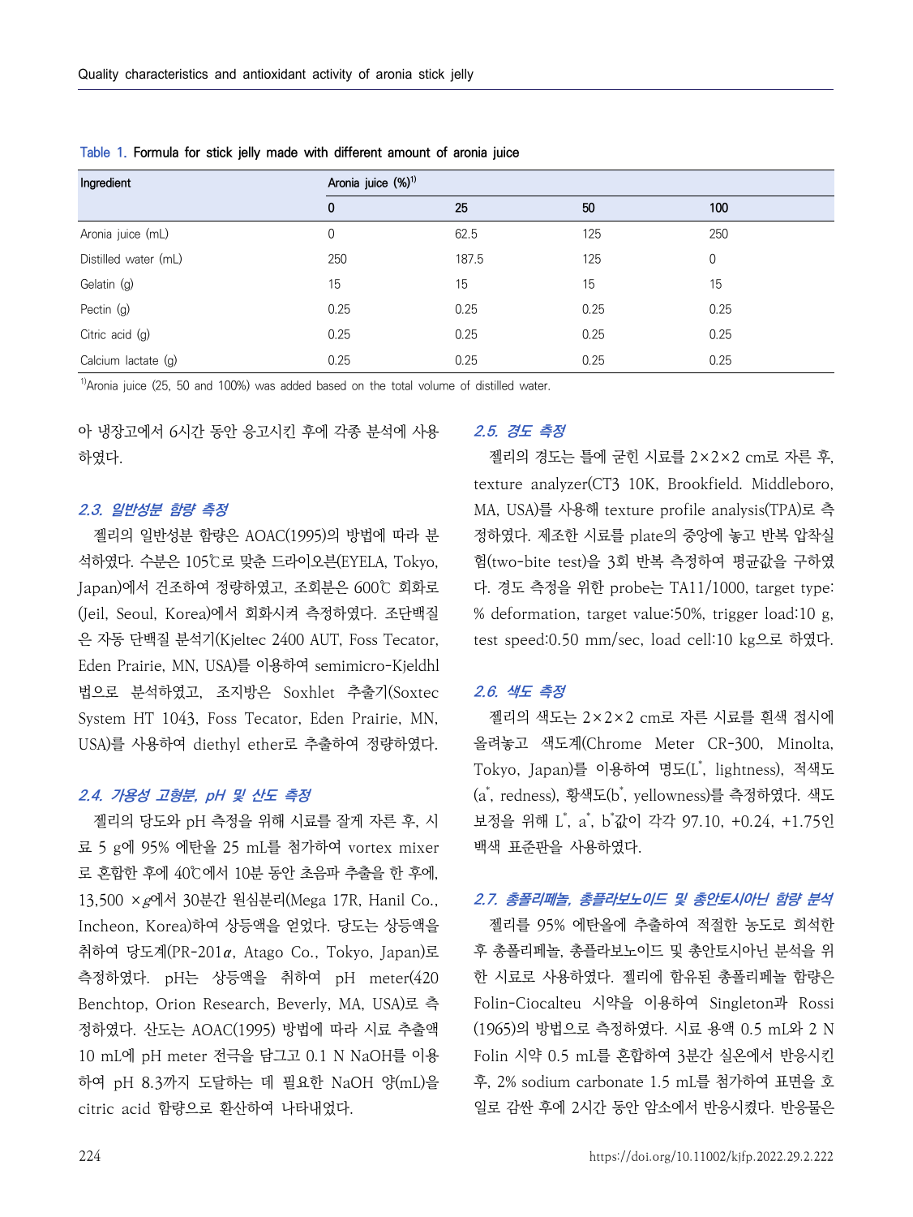Table 1. Formula for stick jelly made with different amount of aronia juice

| Ingredient | Aronia juice (%)[1] | | | |
|---|---|---|---|---|
| | 0 | 25 | 50 | 100 |
| Aronia juice (mL) | 0 | 62.5 | 125 | 250 |
| Distilled water (mL) | 250 | 187.5 | 125 | 0 |
| Gelatin (g) | 15 | 15 | 15 | 15 |
| Pectin (g) | 0.25 | 0.25 | 0.25 | 0.25 |
| Citric acid (g) | 0.25 | 0.25 | 0.25 | 0.25 |
| Calcium lactate (g) | 0.25 | 0.25 | 0.25 | 0.25 |

[1]Aronia juice (25, 50 and 100%) was added based on the total volume of distilled water.

아 냉장고에서 6시간 동안 응고시킨 후에 각종 분석에 사용하였다.

### *2.3. 일반성분 함량 측정*

젤리의 일반성분 함량은 AOAC(1995)의 방법에 따라 분석하였다. 수분은 105℃로 맞춘 드라이오븐(EYELA, Tokyo, Japan)에서 건조하여 정량하였고, 조회분은 600℃ 회화로(Jeil, Seoul, Korea)에서 회화시켜 측정하였다. 조단백질은 자동 단백질 분석기(Kjeltec 2400 AUT, Foss Tecator, Eden Prairie, MN, USA)를 이용하여 semimicro-Kjeldhl 법으로 분석하였고, 조지방은 Soxhlet 추출기(Soxtec System HT 1043, Foss Tecator, Eden Prairie, MN, USA)를 사용하여 diethyl ether로 추출하여 정량하였다.

### *2.4. 가용성 고형분, pH 및 산도 측정*

젤리의 당도와 pH 측정을 위해 시료를 잘게 자른 후, 시료 5 g에 95% 에탄올 25 mL를 첨가하여 vortex mixer로 혼합한 후에 40℃에서 10분 동안 초음파 추출을 한 후에, 13,500 ×$g$에서 30분간 원심분리(Mega 17R, Hanil Co., Incheon, Korea)하여 상등액을 얻었다. 당도는 상등액을 취하여 당도계(PR-201$\alpha$, Atago Co., Tokyo, Japan)로 측정하였다. pH는 상등액을 취하여 pH meter(420 Benchtop, Orion Research, Beverly, MA, USA)로 측정하였다. 산도는 AOAC(1995) 방법에 따라 시료 추출액 10 mL에 pH meter 전극을 담그고 0.1 N NaOH를 이용하여 pH 8.3까지 도달하는 데 필요한 NaOH 양(mL)을 citric acid 함량으로 환산하여 나타내었다.

### *2.5. 경도 측정*

젤리의 경도는 틀에 굳힌 시료를 2×2×2 cm로 자른 후, texture analyzer(CT3 10K, Brookfield. Middleboro, MA, USA)를 사용해 texture profile analysis(TPA)로 측정하였다. 제조한 시료를 plate의 중앙에 놓고 반복 압착실험(two-bite test)을 3회 반복 측정하여 평균값을 구하였다. 경도 측정을 위한 probe는 TA11/1000, target type: % deformation, target value:50%, trigger load:10 g, test speed:0.50 mm/sec, load cell:10 kg으로 하였다.

### *2.6. 색도 측정*

젤리의 색도는 2×2×2 cm로 자른 시료를 흰색 접시에 올려놓고 색도계(Chrome Meter CR-300, Minolta, Tokyo, Japan)를 이용하여 명도($L^*$, lightness), 적색도($a^*$, redness), 황색도($b^*$, yellowness)를 측정하였다. 색도 보정을 위해 $L^*$, $a^*$, $b^*$값이 각각 97.10, +0.24, +1.75인 백색 표준판을 사용하였다.

### *2.7. 총폴리페놀, 총플라보노이드 및 총안토시아닌 함량 분석*

젤리를 95% 에탄올에 추출하여 적절한 농도로 희석한 후 총폴리페놀, 총플라보노이드 및 총안토시아닌 분석을 위한 시료로 사용하였다. 젤리에 함유된 총폴리페놀 함량은 Folin-Ciocalteu 시약을 이용하여 Singleton과 Rossi (1965)의 방법으로 측정하였다. 시료 용액 0.5 mL와 2 N Folin 시약 0.5 mL를 혼합하여 3분간 실온에서 반응시킨 후, 2% sodium carbonate 1.5 mL를 첨가하여 표면을 호일로 감싼 후에 2시간 동안 암소에서 반응시켰다. 반응물은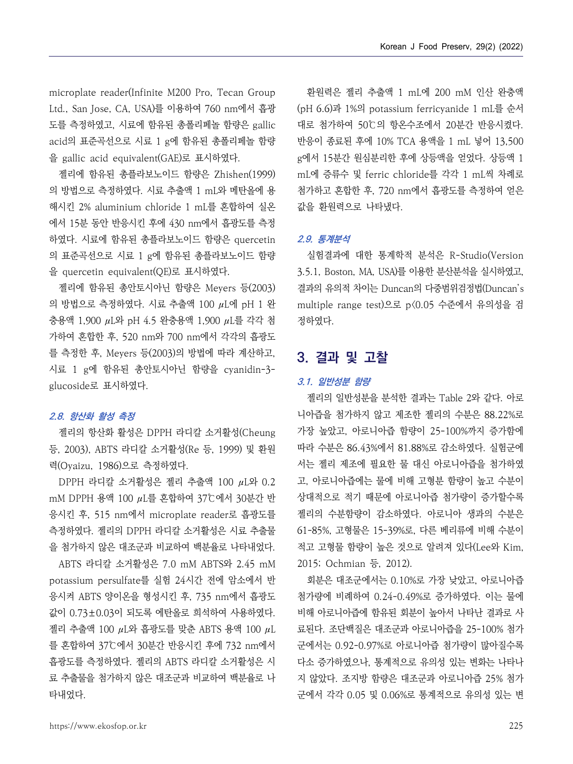microplate reader(Infinite M200 Pro, Tecan Group Ltd., San Jose, CA, USA)를 이용하여 760 nm에서 흡광도를 측정하였고, 시료에 함유된 총폴리페놀 함량은 gallic acid의 표준곡선으로 시료 1 g에 함유된 총폴리페놀 함량을 gallic acid equivalent(GAE)로 표시하였다.

젤리에 함유된 총플라보노이드 함량은 Zhishen(1999)의 방법으로 측정하였다. 시료 추출액 1 mL와 메탄올에 용해시킨 2% aluminium chloride 1 mL를 혼합하여 실온에서 15분 동안 반응시킨 후에 430 nm에서 흡광도를 측정하였다. 시료에 함유된 총플라보노이드 함량은 quercetin의 표준곡선으로 시료 1 g에 함유된 총플라보노이드 함량을 quercetin equivalent(QE)로 표시하였다.

젤리에 함유된 총안토시아닌 함량은 Meyers 등(2003)의 방법으로 측정하였다. 시료 추출액 100 $\mu$L에 pH 1 완충용액 1,900 $\mu$L와 pH 4.5 완충용액 1,900 $\mu$L를 각각 첨가하여 혼합한 후, 520 nm와 700 nm에서 각각의 흡광도를 측정한 후, Meyers 등(2003)의 방법에 따라 계산하고, 시료 1 g에 함유된 총안토시아닌 함량을 cyanidin-3-glucoside로 표시하였다.

### *2.8. 항산화 활성 측정*

젤리의 항산화 활성은 DPPH 라디칼 소거활성(Cheung 등, 2003), ABTS 라디칼 소거활성(Re 등, 1999) 및 환원력(Oyaizu, 1986)으로 측정하였다.

DPPH 라디칼 소거활성은 젤리 추출액 100 $\mu$L와 0.2 mM DPPH 용액 100 $\mu$L를 혼합하여 37℃에서 30분간 반응시킨 후, 515 nm에서 microplate reader로 흡광도를 측정하였다. 젤리의 DPPH 라디칼 소거활성은 시료 추출물을 첨가하지 않은 대조군과 비교하여 백분율로 나타내었다.

ABTS 라디칼 소거활성은 7.0 mM ABTS와 2.45 mM potassium persulfate를 실험 24시간 전에 암소에서 반응시켜 ABTS 양이온을 형성시킨 후, 735 nm에서 흡광도 값이 0.73±0.03이 되도록 에탄올로 희석하여 사용하였다. 젤리 추출액 100 $\mu$L와 흡광도를 맞춘 ABTS 용액 100 $\mu$L를 혼합하여 37℃에서 30분간 반응시킨 후에 732 nm에서 흡광도를 측정하였다. 젤리의 ABTS 라디칼 소거활성은 시료 추출물을 첨가하지 않은 대조군과 비교하여 백분율로 나타내었다.

환원력은 젤리 추출액 1 mL에 200 mM 인산 완충액(pH 6.6)과 1%의 potassium ferricyanide 1 mL를 순서대로 첨가하여 50℃의 항온수조에서 20분간 반응시켰다. 반응이 종료된 후에 10% TCA 용액을 1 mL 넣어 13,500 g에서 15분간 원심분리한 후에 상등액을 얻었다. 상등액 1 mL에 증류수 및 ferric chloride를 각각 1 mL씩 차례로 첨가하고 혼합한 후, 720 nm에서 흡광도를 측정하여 얻은 값을 환원력으로 나타냈다.

### *2.9. 통계분석*

실험결과에 대한 통계학적 분석은 R-Studio(Version 3.5.1, Boston, MA, USA)를 이용한 분산분석을 실시하였고, 결과의 유의적 차이는 Duncan의 다중범위검정법(Duncan's multiple range test)으로 $p<0.05$ 수준에서 유의성을 검정하였다.

## 3. 결과 및 고찰

### *3.1. 일반성분 함량*

젤리의 일반성분을 분석한 결과는 Table 2와 같다. 아로니아즙을 첨가하지 않고 제조한 젤리의 수분은 88.22%로 가장 높았고, 아로니아즙 함량이 25-100%까지 증가함에 따라 수분은 86.43%에서 81.88%로 감소하였다. 실험군에서는 젤리 제조에 필요한 물 대신 아로니아즙을 첨가하였고, 아로니아즙에는 물에 비해 고형분 함량이 높고 수분이 상대적으로 적기 때문에 아로니아즙 첨가량이 증가할수록 젤리의 수분함량이 감소하였다. 아로니아 생과의 수분은 61-85%, 고형물은 15-39%로, 다른 베리류에 비해 수분이 적고 고형물 함량이 높은 것으로 알려져 있다(Lee와 Kim, 2015; Ochmian 등, 2012).

회분은 대조군에서는 0.10%로 가장 낮았고, 아로니아즙 첨가량에 비례하여 0.24-0.49%로 증가하였다. 이는 물에 비해 아로니아즙에 함유된 회분이 높아서 나타난 결과로 사료된다. 조단백질은 대조군과 아로니아즙을 25-100% 첨가군에서는 0.92-0.97%로 아로니아즙 첨가량이 많아질수록 다소 증가하였으나, 통계적으로 유의성 있는 변화는 나타나지 않았다. 조지방 함량은 대조군과 아로니아즙 25% 첨가군에서 각각 0.05 및 0.06%로 통계적으로 유의성 있는 변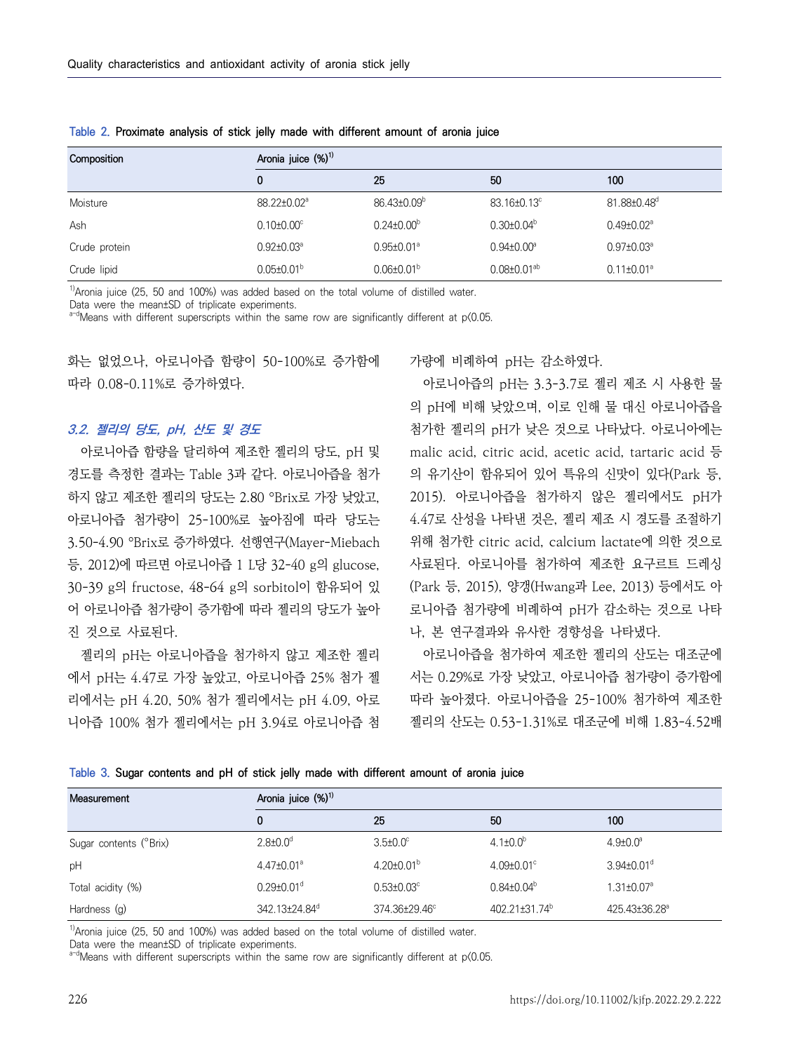Table 2. Proximate analysis of stick jelly made with different amount of aronia juice

| Composition | Aronia juice (%)[1)] | | | |
|---|---|---|---|---|
| | 0 | 25 | 50 | 100 |
| Moisture | 88.22±0.02[a] | 86.43±0.09[b] | 83.16±0.13[c] | 81.88±0.48[d] |
| Ash | 0.10±0.00[c] | 0.24±0.00[b] | 0.30±0.04[b] | 0.49±0.02[a] |
| Crude protein | 0.92±0.03[a] | 0.95±0.01[a] | 0.94±0.00[a] | 0.97±0.03[a] |
| Crude lipid | 0.05±0.01[b] | 0.06±0.01[b] | 0.08±0.01[ab] | 0.11±0.01[a] |

[1)]Aronia juice (25, 50 and 100%) was added based on the total volume of distilled water.
Data were the mean±SD of triplicate experiments.
[a-d]Means with different superscripts within the same row are significantly different at p<0.05.

화는 없었으나, 아로니아즙 함량이 50-100%로 증가함에 따라 0.08-0.11%로 증가하였다.

### 3.2. 젤리의 당도, pH, 산도 및 경도

아로니아즙 함량을 달리하여 제조한 젤리의 당도, pH 및 경도를 측정한 결과는 Table 3과 같다. 아로니아즙을 첨가하지 않고 제조한 젤리의 당도는 2.80 °Brix로 가장 낮았고, 아로니아즙 첨가량이 25-100%로 높아짐에 따라 당도는 3.50-4.90 °Brix로 증가하였다. 선행연구(Mayer-Miebach 등, 2012)에 따르면 아로니아즙 1 L당 32-40 g의 glucose, 30-39 g의 fructose, 48-64 g의 sorbitol이 함유되어 있어 아로니아즙 첨가량이 증가함에 따라 젤리의 당도가 높아진 것으로 사료된다.

젤리의 pH는 아로니아즙을 첨가하지 않고 제조한 젤리에서 pH는 4.47로 가장 높았고, 아로니아즙 25% 첨가 젤리에서는 pH 4.20, 50% 첨가 젤리에서는 pH 4.09, 아로니아즙 100% 첨가 젤리에서는 pH 3.94로 아로니아즙 첨가량에 비례하여 pH는 감소하였다.

아로니아즙의 pH는 3.3-3.7로 젤리 제조 시 사용한 물의 pH에 비해 낮았으며, 이로 인해 물 대신 아로니아즙을 첨가한 젤리의 pH가 낮은 것으로 나타났다. 아로니아에는 malic acid, citric acid, acetic acid, tartaric acid 등의 유기산이 함유되어 있어 특유의 신맛이 있다(Park 등, 2015). 아로니아즙을 첨가하지 않은 젤리에서도 pH가 4.47로 산성을 나타낸 것은, 젤리 제조 시 경도를 조절하기 위해 첨가한 citric acid, calcium lactate에 의한 것으로 사료된다. 아로니아를 첨가하여 제조한 요구르트 드레싱(Park 등, 2015), 양갱(Hwang과 Lee, 2013) 등에서도 아로니아즙 첨가량에 비례하여 pH가 감소하는 것으로 나타나, 본 연구결과와 유사한 경향성을 나타냈다.

아로니아즙을 첨가하여 제조한 젤리의 산도는 대조군에서는 0.29%로 가장 낮았고, 아로니아즙 첨가량이 증가함에 따라 높아졌다. 아로니아즙을 25-100% 첨가하여 제조한 젤리의 산도는 0.53-1.31%로 대조군에 비해 1.83-4.52배

Table 3. Sugar contents and pH of stick jelly made with different amount of aronia juice

| Measurement | Aronia juice (%)[1)] | | | |
|---|---|---|---|---|
| | 0 | 25 | 50 | 100 |
| Sugar contents (°Brix) | 2.8±0.0[d] | 3.5±0.0[c] | 4.1±0.0[b] | 4.9±0.0[a] |
| pH | 4.47±0.01[a] | 4.20±0.01[b] | 4.09±0.01[c] | 3.94±0.01[d] |
| Total acidity (%) | 0.29±0.01[d] | 0.53±0.03[c] | 0.84±0.04[b] | 1.31±0.07[a] |
| Hardness (g) | 342.13±24.84[d] | 374.36±29.46[c] | 402.21±31.74[b] | 425.43±36.28[a] |

[1)]Aronia juice (25, 50 and 100%) was added based on the total volume of distilled water.
Data were the mean±SD of triplicate experiments.
[a-d]Means with different superscripts within the same row are significantly different at p<0.05.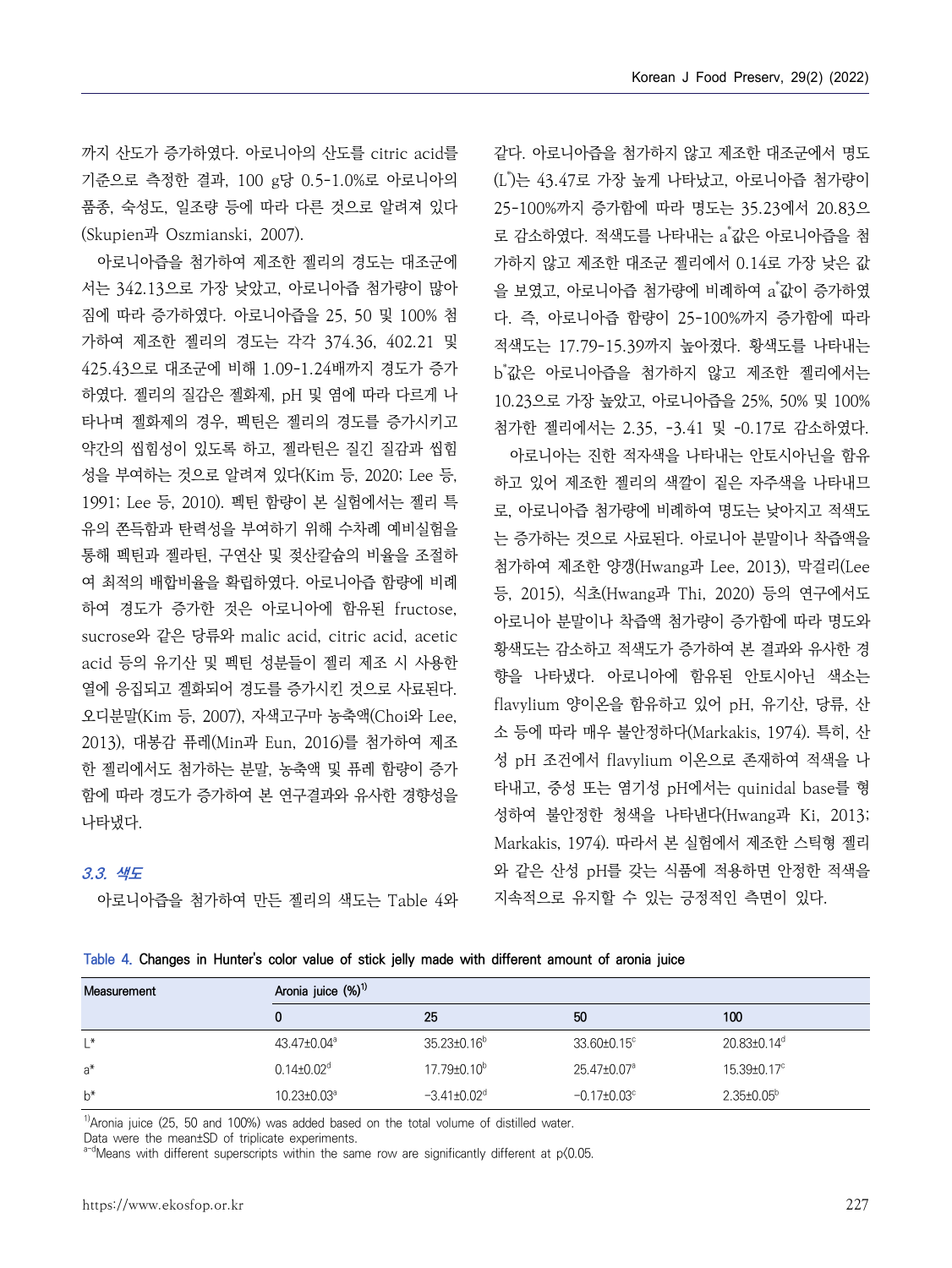까지 산도가 증가하였다. 아로니아의 산도를 citric acid를 기준으로 측정한 결과, 100 g당 0.5-1.0%로 아로니아의 품종, 숙성도, 일조량 등에 따라 다른 것으로 알려져 있다(Skupien과 Oszmianski, 2007).

아로니아즙을 첨가하여 제조한 젤리의 경도는 대조군에서는 342.13으로 가장 낮았고, 아로니아즙 첨가량이 많아짐에 따라 증가하였다. 아로니아즙을 25, 50 및 100% 첨가하여 제조한 젤리의 경도는 각각 374.36, 402.21 및 425.43으로 대조군에 비해 1.09-1.24배까지 경도가 증가하였다. 젤리의 질감은 겔화제, pH 및 염에 따라 다르게 나타나며 겔화제의 경우, 펙틴은 젤리의 경도를 증가시키고 약간의 씹힘성이 있도록 하고, 젤라틴은 질긴 질감과 씹힘성을 부여하는 것으로 알려져 있다(Kim 등, 2020; Lee 등, 1991; Lee 등, 2010). 펙틴 함량이 본 실험에서는 젤리 특유의 쫀득함과 탄력성을 부여하기 위해 수차례 예비실험을 통해 펙틴과 젤라틴, 구연산 및 젖산칼슘의 비율을 조절하여 최적의 배합비율을 확립하였다. 아로니아즙 함량에 비례하여 경도가 증가한 것은 아로니아에 함유된 fructose, sucrose와 같은 당류와 malic acid, citric acid, acetic acid 등의 유기산 및 펙틴 성분들이 젤리 제조 시 사용한 열에 응집되고 겔화되어 경도를 증가시킨 것으로 사료된다. 오디분말(Kim 등, 2007), 자색고구마 농축액(Choi와 Lee, 2013), 대봉감 퓨레(Min과 Eun, 2016)를 첨가하여 제조한 젤리에서도 첨가하는 분말, 농축액 및 퓨레 함량이 증가함에 따라 경도가 증가하여 본 연구결과와 유사한 경향성을 나타냈다.

### 3.3. 색도

아로니아즙을 첨가하여 만든 젤리의 색도는 Table 4와 같다. 아로니아즙을 첨가하지 않고 제조한 대조군에서 명도($L^*$)는 43.47로 가장 높게 나타났고, 아로니아즙 첨가량이 25-100%까지 증가함에 따라 명도는 35.23에서 20.83으로 감소하였다. 적색도를 나타내는 $a^*$값은 아로니아즙을 첨가하지 않고 제조한 대조군 젤리에서 0.14로 가장 낮은 값을 보였고, 아로니아즙 첨가량에 비례하여 $a^*$값이 증가하였다. 즉, 아로니아즙 함량이 25-100%까지 증가함에 따라 적색도는 17.79-15.39까지 높아졌다. 황색도를 나타내는 $b^*$값은 아로니아즙을 첨가하지 않고 제조한 젤리에서는 10.23으로 가장 높았고, 아로니아즙을 25%, 50% 및 100% 첨가한 젤리에서는 2.35, -3.41 및 -0.17로 감소하였다.

아로니아는 진한 적자색을 나타내는 안토시아닌을 함유하고 있어 제조한 젤리의 색깔이 짙은 자주색을 나타내므로, 아로니아즙 첨가량에 비례하여 명도는 낮아지고 적색도는 증가하는 것으로 사료된다. 아로니아 분말이나 착즙액을 첨가하여 제조한 양갱(Hwang과 Lee, 2013), 막걸리(Lee 등, 2015), 식초(Hwang과 Thi, 2020) 등의 연구에서도 아로니아 분말이나 착즙액 첨가량이 증가함에 따라 명도와 황색도는 감소하고 적색도가 증가하여 본 결과와 유사한 경향을 나타냈다. 아로니아에 함유된 안토시아닌 색소는 flavylium 양이온을 함유하고 있어 pH, 유기산, 당류, 산소 등에 따라 매우 불안정하다(Markakis, 1974). 특히, 산성 pH 조건에서 flavylium 이온으로 존재하여 적색을 나타내고, 중성 또는 염기성 pH에서는 quinidal base를 형성하여 불안정한 청색을 나타낸다(Hwang과 Ki, 2013; Markakis, 1974). 따라서 본 실험에서 제조한 스틱형 젤리와 같은 산성 pH를 갖는 식품에 적용하면 안정한 적색을 지속적으로 유지할 수 있는 긍정적인 측면이 있다.

**Table 4. Changes in Hunter's color value of stick jelly made with different amount of aronia juice**

| Measurement | Aronia juice (%)[1] | | | |
|---|---|---|---|---|
| | 0 | 25 | 50 | 100 |
| L* | 43.47±0.04[a] | 35.23±0.16[b] | 33.60±0.15[c] | 20.83±0.14[d] |
| a* | 0.14±0.02[d] | 17.79±0.10[b] | 25.47±0.07[a] | 15.39±0.17[c] |
| b* | 10.23±0.03[a] | −3.41±0.02[d] | −0.17±0.03[c] | 2.35±0.05[b] |

[1]Aronia juice (25, 50 and 100%) was added based on the total volume of distilled water.
Data were the mean±SD of triplicate experiments.
[a-d]Means with different superscripts within the same row are significantly different at $p<0.05$.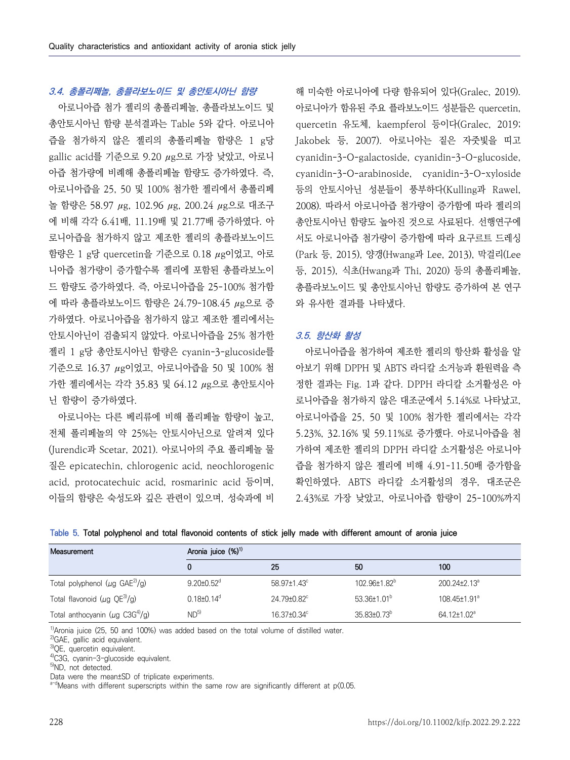### 3.4. 총폴리페놀, 총플라보노이드 및 총안토시아닌 함량

아로니아즙 첨가 젤리의 총폴리페놀, 총플라보노이드 및 총안토시아닌 함량 분석결과는 Table 5와 같다. 아로니아즙을 첨가하지 않은 젤리의 총폴리페놀 함량은 1 g당 gallic acid를 기준으로 9.20 μg으로 가장 낮았고, 아로니아즙 첨가량에 비례해 총폴리페놀 함량도 증가하였다. 즉, 아로니아즙을 25, 50 및 100% 첨가한 젤리에서 총폴리페놀 함량은 58.97 μg, 102.96 μg, 200.24 μg으로 대조구에 비해 각각 6.41배, 11.19배 및 21.77배 증가하였다. 아로니아즙을 첨가하지 않고 제조한 젤리의 총플라보노이드 함량은 1 g당 quercetin을 기준으로 0.18 μg이었고, 아로니아즙 첨가량이 증가할수록 젤리에 포함된 총플라보노이드 함량도 증가하였다. 즉, 아로니아즙을 25-100% 첨가함에 따라 총플라보노이드 함량은 24.79-108.45 μg으로 증가하였다. 아로니아즙을 첨가하지 않고 제조한 젤리에서는 안토시아닌이 검출되지 않았다. 아로니아즙을 25% 첨가한 젤리 1 g당 총안토시아닌 함량은 cyanin-3-glucoside를 기준으로 16.37 μg이었고, 아로니아즙을 50 및 100% 첨가한 젤리에서는 각각 35.83 및 64.12 μg으로 총안토시아닌 함량이 증가하였다.

아로니아는 다른 베리류에 비해 폴리페놀 함량이 높고, 전체 폴리페놀의 약 25%는 안토시아닌으로 알려져 있다(Jurendic과 Scetar, 2021). 아로니아의 주요 폴리페놀 물질은 epicatechin, chlorogenic acid, neochlorogenic acid, protocatechuic acid, rosmarinic acid 등이며, 이들의 함량은 숙성도와 깊은 관련이 있으며, 성숙과에 비해 미숙한 아로니아에 다량 함유되어 있다(Gralec, 2019). 아로니아가 함유된 주요 플라보노이드 성분들은 quercetin, quercetin 유도체, kaempferol 등이다(Gralec, 2019; Jakobek 등, 2007). 아로니아는 짙은 자줏빛을 띠고 cyanidin-3-O-galactoside, cyanidin-3-O-glucoside, cyanidin-3-O-arabinoside, cyanidin-3-O-xyloside 등의 안토시아닌 성분들이 풍부하다(Kulling과 Rawel, 2008). 따라서 아로니아즙 첨가량이 증가함에 따라 젤리의 총안토시아닌 함량도 높아진 것으로 사료된다. 선행연구에서도 아로니아즙 첨가량이 증가함에 따라 요구르트 드레싱(Park 등, 2015), 양갱(Hwang과 Lee, 2013), 막걸리(Lee 등, 2015), 식초(Hwang과 Thi, 2020) 등의 총폴리페놀, 총플라보노이드 및 총안토시아닌 함량도 증가하여 본 연구와 유사한 결과를 나타냈다.

### 3.5. 항산화 활성

아로니아즙을 첨가하여 제조한 젤리의 항산화 활성을 알아보기 위해 DPPH 및 ABTS 라디칼 소거능과 환원력을 측정한 결과는 Fig. 1과 같다. DPPH 라디칼 소거활성은 아로니아즙을 첨가하지 않은 대조군에서 5.14%로 나타났고, 아로니아즙을 25, 50 및 100% 첨가한 젤리에서는 각각 5.23%, 32.16% 및 59.11%로 증가했다. 아로니아즙을 첨가하여 제조한 젤리의 DPPH 라디칼 소거활성은 아로니아즙을 첨가하지 않은 젤리에 비해 4.91-11.50배 증가함을 확인하였다. ABTS 라디칼 소거활성의 경우, 대조군은 2.43%로 가장 낮았고, 아로니아즙 함량이 25-100%까지

Table 5. Total polyphenol and total flavonoid contents of stick jelly made with different amount of aronia juice

| Measurement | Aronia juice (%)[1] | | | |
|---|---|---|---|---|
| | 0 | 25 | 50 | 100 |
| Total polyphenol (μg GAE[2]/g) | 9.20±0.52[d] | 58.97±1.43[c] | 102.96±1.82[b] | 200.24±2.13[a] |
| Total flavonoid (μg QE[3]/g) | 0.18±0.14[d] | 24.79±0.82[c] | 53.36±1.01[b] | 108.45±1.91[a] |
| Total anthocyanin (μg C3G[4]/g) | ND[5] | 16.37±0.34[c] | 35.83±0.73[b] | 64.12±1.02[a] |

[1]Aronia juice (25, 50 and 100%) was added based on the total volume of distilled water.
[2]GAE, gallic acid equivalent.
[3]QE, quercetin equivalent.
[4]C3G, cyanin-3-glucoside equivalent.
[5]ND, not detected.
Data were the mean±SD of triplicate experiments.
[a-d]Means with different superscripts within the same row are significantly different at $p<0.05$.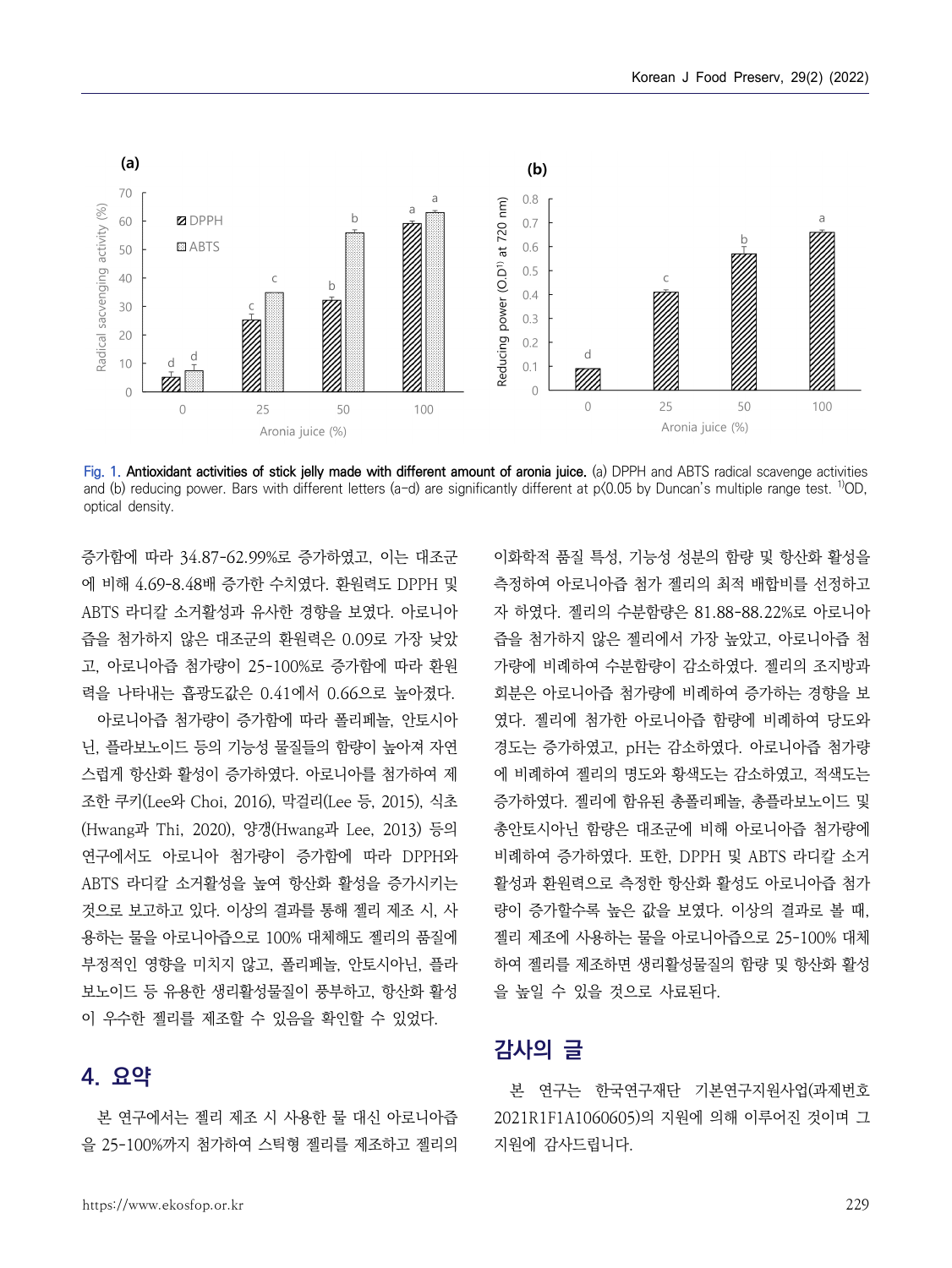Fig. 1. **Antioxidant activities of stick jelly made with different amount of aronia juice.** (a) DPPH and ABTS radical scavenge activities and (b) reducing power. Bars with different letters (a-d) are significantly different at p<0.05 by Duncan's multiple range test. [1)]OD, optical density.

증가함에 따라 34.87-62.99%로 증가하였고, 이는 대조군에 비해 4.69-8.48배 증가한 수치였다. 환원력도 DPPH 및 ABTS 라디칼 소거활성과 유사한 경향을 보였다. 아로니아즙을 첨가하지 않은 대조군의 환원력은 0.09로 가장 낮았고, 아로니아즙 첨가량이 25-100%로 증가함에 따라 환원력을 나타내는 흡광도값은 0.41에서 0.66으로 높아졌다.

아로니아즙 첨가량이 증가함에 따라 폴리페놀, 안토시아닌, 플라보노이드 등의 기능성 물질들의 함량이 높아져 자연스럽게 항산화 활성이 증가하였다. 아로니아를 첨가하여 제조한 쿠키(Lee와 Choi, 2016), 막걸리(Lee 등, 2015), 식초(Hwang과 Thi, 2020), 양갱(Hwang과 Lee, 2013) 등의 연구에서도 아로니아 첨가량이 증가함에 따라 DPPH와 ABTS 라디칼 소거활성을 높여 항산화 활성을 증가시키는 것으로 보고하고 있다. 이상의 결과를 통해 젤리 제조 시, 사용하는 물을 아로니아즙으로 100% 대체해도 젤리의 품질에 부정적인 영향을 미치지 않고, 폴리페놀, 안토시아닌, 플라보노이드 등 유용한 생리활성물질이 풍부하고, 항산화 활성이 우수한 젤리를 제조할 수 있음을 확인할 수 있었다.

## 4. 요약

본 연구에서는 젤리 제조 시 사용한 물 대신 아로니아즙을 25-100%까지 첨가하여 스틱형 젤리를 제조하고 젤리의 이화학적 품질 특성, 기능성 성분의 함량 및 항산화 활성을 측정하여 아로니아즙 첨가 젤리의 최적 배합비를 선정하고자 하였다. 젤리의 수분함량은 81.88-88.22%로 아로니아즙을 첨가하지 않은 젤리에서 가장 높았고, 아로니아즙 첨가량에 비례하여 수분함량이 감소하였다. 젤리의 조지방과 회분은 아로니아즙 첨가량에 비례하여 증가하는 경향을 보였다. 젤리에 첨가한 아로니아즙 함량에 비례하여 당도와 경도는 증가하였고, pH는 감소하였다. 아로니아즙 첨가량에 비례하여 젤리의 명도와 황색도는 감소하였고, 적색도는 증가하였다. 젤리에 함유된 총폴리페놀, 총플라보노이드 및 총안토시아닌 함량은 대조군에 비해 아로니아즙 첨가량에 비례하여 증가하였다. 또한, DPPH 및 ABTS 라디칼 소거활성과 환원력으로 측정한 항산화 활성도 아로니아즙 첨가량이 증가할수록 높은 값을 보였다. 이상의 결과로 볼 때, 젤리 제조에 사용하는 물을 아로니아즙으로 25-100% 대체하여 젤리를 제조하면 생리활성물질의 함량 및 항산화 활성을 높일 수 있을 것으로 사료된다.

## 감사의 글

본 연구는 한국연구재단 기본연구지원사업(과제번호 2021R1F1A1060605)의 지원에 의해 이루어진 것이며 그 지원에 감사드립니다.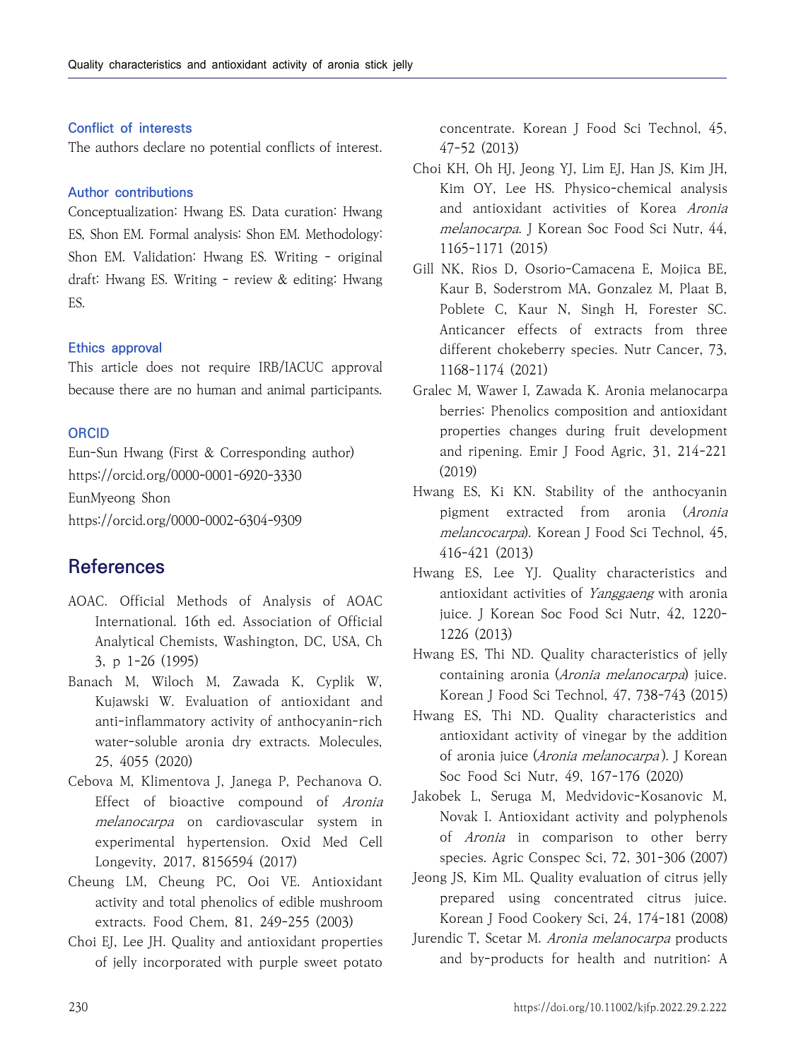### Conflict of interests

The authors declare no potential conflicts of interest.

### Author contributions

Conceptualization: Hwang ES. Data curation: Hwang ES, Shon EM. Formal analysis: Shon EM. Methodology: Shon EM. Validation: Hwang ES. Writing - original draft: Hwang ES. Writing - review & editing: Hwang ES.

### Ethics approval

This article does not require IRB/IACUC approval because there are no human and animal participants.

### ORCID

Eun-Sun Hwang (First & Corresponding author)
https://orcid.org/0000-0001-6920-3330
EunMyeong Shon
https://orcid.org/0000-0002-6304-9309

## References

AOAC. Official Methods of Analysis of AOAC International. 16th ed. Association of Official Analytical Chemists, Washington, DC, USA, Ch 3, p 1-26 (1995)

Banach M, Wiloch M, Zawada K, Cyplik W, Kujawski W. Evaluation of antioxidant and anti-inflammatory activity of anthocyanin-rich water-soluble aronia dry extracts. Molecules, 25, 4055 (2020)

Cebova M, Klimentova J, Janega P, Pechanova O. Effect of bioactive compound of *Aronia melanocarpa* on cardiovascular system in experimental hypertension. Oxid Med Cell Longevity, 2017, 8156594 (2017)

Cheung LM, Cheung PC, Ooi VE. Antioxidant activity and total phenolics of edible mushroom extracts. Food Chem, 81, 249-255 (2003)

Choi EJ, Lee JH. Quality and antioxidant properties of jelly incorporated with purple sweet potato concentrate. Korean J Food Sci Technol, 45, 47-52 (2013)

Choi KH, Oh HJ, Jeong YJ, Lim EJ, Han JS, Kim JH, Kim OY, Lee HS. Physico-chemical analysis and antioxidant activities of Korea *Aronia melanocarpa*. J Korean Soc Food Sci Nutr, 44, 1165-1171 (2015)

Gill NK, Rios D, Osorio-Camacena E, Mojica BE, Kaur B, Soderstrom MA, Gonzalez M, Plaat B, Poblete C, Kaur N, Singh H, Forester SC. Anticancer effects of extracts from three different chokeberry species. Nutr Cancer, 73, 1168-1174 (2021)

Gralec M, Wawer I, Zawada K. Aronia melanocarpa berries: Phenolics composition and antioxidant properties changes during fruit development and ripening. Emir J Food Agric, 31, 214-221 (2019)

Hwang ES, Ki KN. Stability of the anthocyanin pigment extracted from aronia (*Aronia melancocarpa*). Korean J Food Sci Technol, 45, 416-421 (2013)

Hwang ES, Lee YJ. Quality characteristics and antioxidant activities of *Yanggaeng* with aronia juice. J Korean Soc Food Sci Nutr, 42, 1220-1226 (2013)

Hwang ES, Thi ND. Quality characteristics of jelly containing aronia (*Aronia melanocarpa*) juice. Korean J Food Sci Technol, 47, 738-743 (2015)

Hwang ES, Thi ND. Quality characteristics and antioxidant activity of vinegar by the addition of aronia juice (*Aronia melanocarpa*). J Korean Soc Food Sci Nutr, 49, 167-176 (2020)

Jakobek L, Seruga M, Medvidovic-Kosanovic M, Novak I. Antioxidant activity and polyphenols of *Aronia* in comparison to other berry species. Agric Conspec Sci, 72, 301-306 (2007)

Jeong JS, Kim ML. Quality evaluation of citrus jelly prepared using concentrated citrus juice. Korean J Food Cookery Sci, 24, 174-181 (2008)

Jurendic T, Scetar M. *Aronia melanocarpa* products and by-products for health and nutrition: A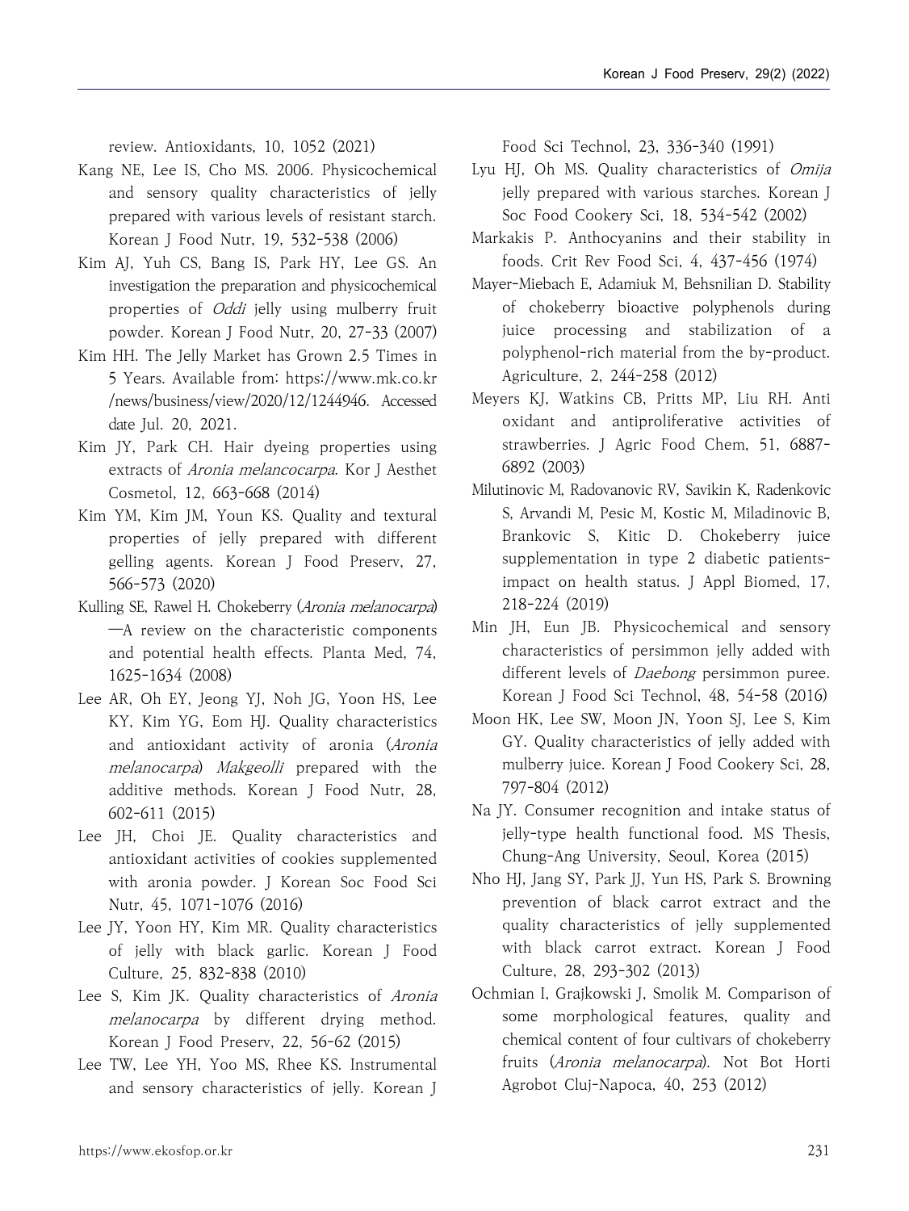review. Antioxidants, 10, 1052 (2021)

Kang NE, Lee IS, Cho MS. 2006. Physicochemical and sensory quality characteristics of jelly prepared with various levels of resistant starch. Korean J Food Nutr, 19, 532-538 (2006)

Kim AJ, Yuh CS, Bang IS, Park HY, Lee GS. An investigation the preparation and physicochemical properties of *Oddi* jelly using mulberry fruit powder. Korean J Food Nutr, 20, 27-33 (2007)

Kim HH. The Jelly Market has Grown 2.5 Times in 5 Years. Available from: https://www.mk.co.kr/news/business/view/2020/12/1244946. Accessed date Jul. 20, 2021.

Kim JY, Park CH. Hair dyeing properties using extracts of *Aronia melancocarpa*. Kor J Aesthet Cosmetol, 12, 663-668 (2014)

Kim YM, Kim JM, Youn KS. Quality and textural properties of jelly prepared with different gelling agents. Korean J Food Preserv, 27, 566-573 (2020)

Kulling SE, Rawel H. Chokeberry (*Aronia melanocarpa*)—A review on the characteristic components and potential health effects. Planta Med, 74, 1625-1634 (2008)

Lee AR, Oh EY, Jeong YJ, Noh JG, Yoon HS, Lee KY, Kim YG, Eom HJ. Quality characteristics and antioxidant activity of aronia (*Aronia melanocarpa*) *Makgeolli* prepared with the additive methods. Korean J Food Nutr, 28, 602-611 (2015)

Lee JH, Choi JE. Quality characteristics and antioxidant activities of cookies supplemented with aronia powder. J Korean Soc Food Sci Nutr, 45, 1071-1076 (2016)

Lee JY, Yoon HY, Kim MR. Quality characteristics of jelly with black garlic. Korean J Food Culture, 25, 832-838 (2010)

Lee S, Kim JK. Quality characteristics of *Aronia melanocarpa* by different drying method. Korean J Food Preserv, 22, 56-62 (2015)

Lee TW, Lee YH, Yoo MS, Rhee KS. Instrumental and sensory characteristics of jelly. Korean J Food Sci Technol, 23, 336-340 (1991)

Lyu HJ, Oh MS. Quality characteristics of *Omija* jelly prepared with various starches. Korean J Soc Food Cookery Sci, 18, 534-542 (2002)

Markakis P. Anthocyanins and their stability in foods. Crit Rev Food Sci, 4, 437-456 (1974)

Mayer-Miebach E, Adamiuk M, Behsnilian D. Stability of chokeberry bioactive polyphenols during juice processing and stabilization of a polyphenol-rich material from the by-product. Agriculture, 2, 244-258 (2012)

Meyers KJ, Watkins CB, Pritts MP, Liu RH. Antioxidant and antiproliferative activities of strawberries. J Agric Food Chem, 51, 6887-6892 (2003)

Milutinovic M, Radovanovic RV, Savikin K, Radenkovic S, Arvandi M, Pesic M, Kostic M, Miladinovic B, Brankovic S, Kitic D. Chokeberry juice supplementation in type 2 diabetic patients-impact on health status. J Appl Biomed, 17, 218-224 (2019)

Min JH, Eun JB. Physicochemical and sensory characteristics of persimmon jelly added with different levels of *Daebong* persimmon puree. Korean J Food Sci Technol, 48, 54-58 (2016)

Moon HK, Lee SW, Moon JN, Yoon SJ, Lee S, Kim GY. Quality characteristics of jelly added with mulberry juice. Korean J Food Cookery Sci, 28, 797-804 (2012)

Na JY. Consumer recognition and intake status of jelly-type health functional food. MS Thesis, Chung-Ang University, Seoul, Korea (2015)

Nho HJ, Jang SY, Park JJ, Yun HS, Park S. Browning prevention of black carrot extract and the quality characteristics of jelly supplemented with black carrot extract. Korean J Food Culture, 28, 293-302 (2013)

Ochmian I, Grajkowski J, Smolik M. Comparison of some morphological features, quality and chemical content of four cultivars of chokeberry fruits (*Aronia melanocarpa*). Not Bot Horti Agrobot Cluj-Napoca, 40, 253 (2012)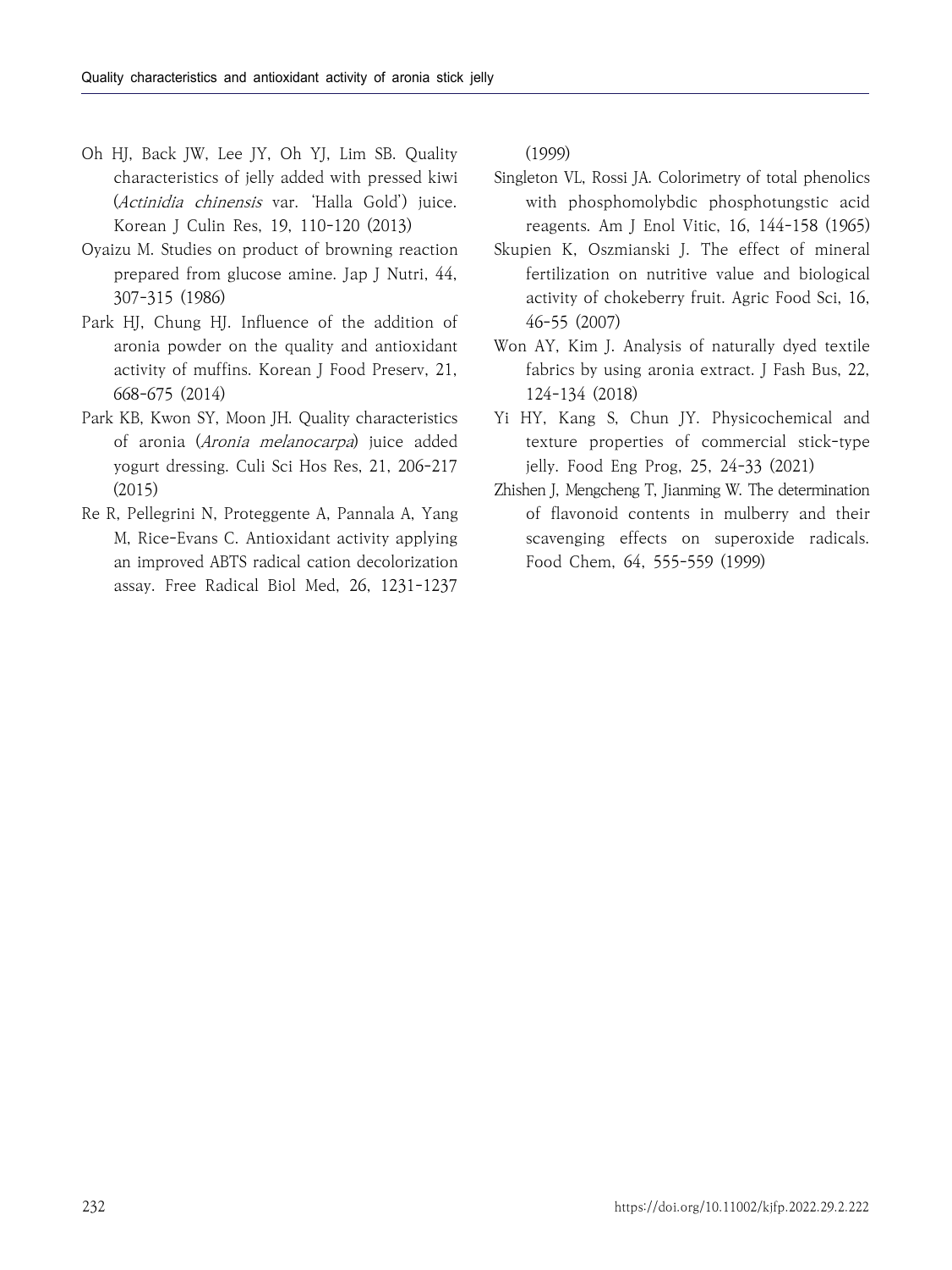Oh HJ, Back JW, Lee JY, Oh YJ, Lim SB. Quality characteristics of jelly added with pressed kiwi (*Actinidia chinensis* var. 'Halla Gold') juice. Korean J Culin Res, 19, 110-120 (2013)

Oyaizu M. Studies on product of browning reaction prepared from glucose amine. Jap J Nutri, 44, 307-315 (1986)

Park HJ, Chung HJ. Influence of the addition of aronia powder on the quality and antioxidant activity of muffins. Korean J Food Preserv, 21, 668-675 (2014)

Park KB, Kwon SY, Moon JH. Quality characteristics of aronia (*Aronia melanocarpa*) juice added yogurt dressing. Culi Sci Hos Res, 21, 206-217 (2015)

Re R, Pellegrini N, Proteggente A, Pannala A, Yang M, Rice-Evans C. Antioxidant activity applying an improved ABTS radical cation decolorization assay. Free Radical Biol Med, 26, 1231-1237 (1999)

Singleton VL, Rossi JA. Colorimetry of total phenolics with phosphomolybdic phosphotungstic acid reagents. Am J Enol Vitic, 16, 144-158 (1965)

Skupien K, Oszmianski J. The effect of mineral fertilization on nutritive value and biological activity of chokeberry fruit. Agric Food Sci, 16, 46-55 (2007)

Won AY, Kim J. Analysis of naturally dyed textile fabrics by using aronia extract. J Fash Bus, 22, 124-134 (2018)

Yi HY, Kang S, Chun JY. Physicochemical and texture properties of commercial stick-type jelly. Food Eng Prog, 25, 24-33 (2021)

Zhishen J, Mengcheng T, Jianming W. The determination of flavonoid contents in mulberry and their scavenging effects on superoxide radicals. Food Chem, 64, 555-559 (1999)